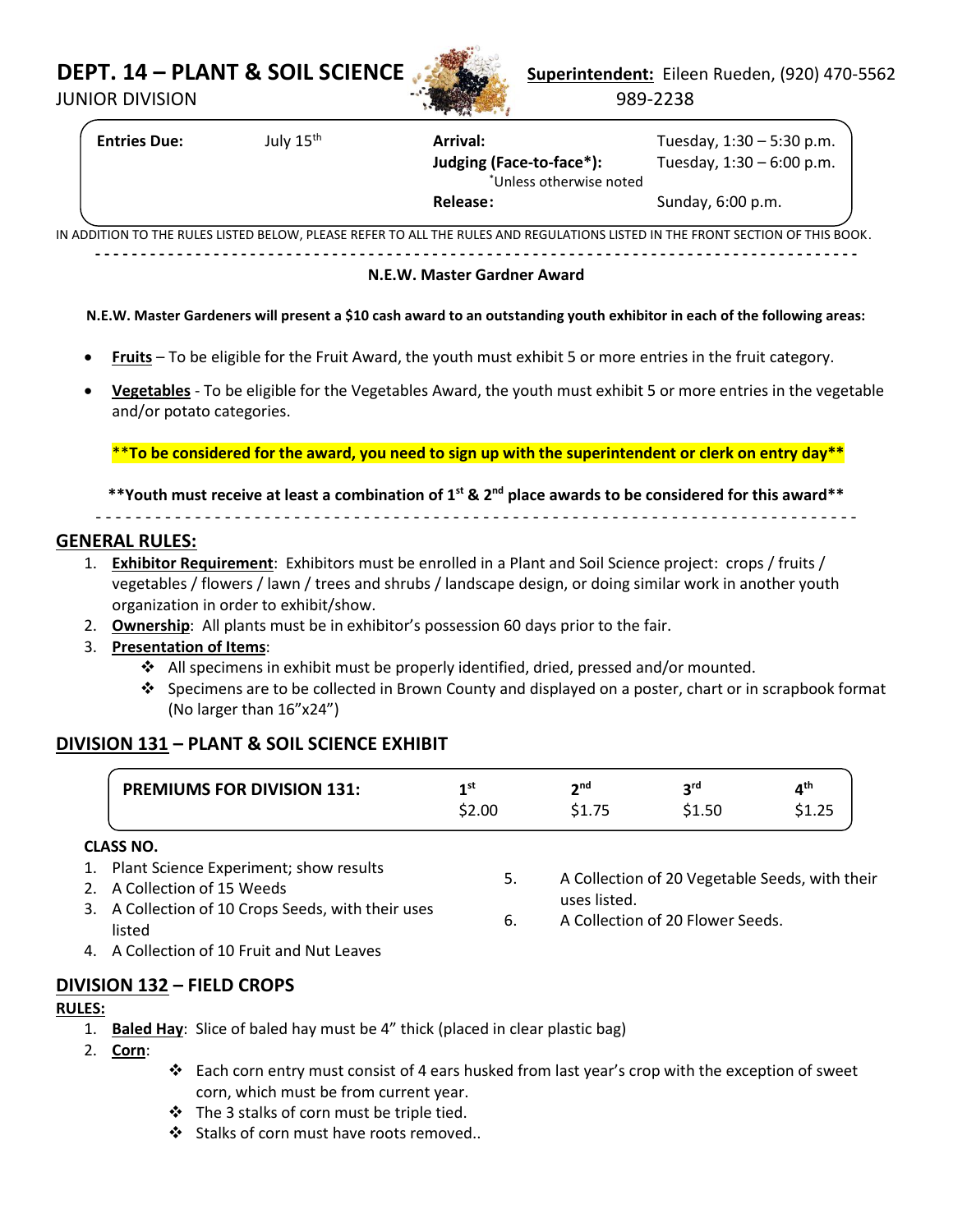# DEPT. 14 – PLANT & SOIL SCIENCE

JUNIOR DIVISION

**Superintendent:** Eileen Rueden, (920) 470-5562
989-2238

| **Entries Due:** | July 15th | **Arrival:** | Tuesday, 1:30 – 5:30 p.m. |
|---|---|---|---|
| | | **Judging (Face-to-face*):** *Unless otherwise noted | Tuesday, 1:30 – 6:00 p.m. |
| | | **Release:** | Sunday, 6:00 p.m. |

IN ADDITION TO THE RULES LISTED BELOW, PLEASE REFER TO ALL THE RULES AND REGULATIONS LISTED IN THE FRONT SECTION OF THIS BOOK.

---

**N.E.W. Master Gardner Award**

**N.E.W. Master Gardeners will present a $10 cash award to an outstanding youth exhibitor in each of the following areas:**

- **Fruits** – To be eligible for the Fruit Award, the youth must exhibit 5 or more entries in the fruit category.
- **Vegetables** - To be eligible for the Vegetables Award, the youth must exhibit 5 or more entries in the vegetable and/or potato categories.

****To be considered for the award, you need to sign up with the superintendent or clerk on entry day****

****Youth must receive at least a combination of 1st & 2nd place awards to be considered for this award****

---

## GENERAL RULES:

1. **Exhibitor Requirement**: Exhibitors must be enrolled in a Plant and Soil Science project: crops / fruits / vegetables / flowers / lawn / trees and shrubs / landscape design, or doing similar work in another youth organization in order to exhibit/show.
2. **Ownership**: All plants must be in exhibitor's possession 60 days prior to the fair.
3. **Presentation of Items**:
   - All specimens in exhibit must be properly identified, dried, pressed and/or mounted.
   - Specimens are to be collected in Brown County and displayed on a poster, chart or in scrapbook format (No larger than 16"x24")

## DIVISION 131 – PLANT & SOIL SCIENCE EXHIBIT

| **PREMIUMS FOR DIVISION 131:** | 1st | 2nd | 3rd | 4th |
|---|---|---|---|---|
| | $2.00 | $1.75 | $1.50 | $1.25 |

**CLASS NO.**

1. Plant Science Experiment; show results
2. A Collection of 15 Weeds
3. A Collection of 10 Crops Seeds, with their uses listed
4. A Collection of 10 Fruit and Nut Leaves
5. A Collection of 20 Vegetable Seeds, with their uses listed.
6. A Collection of 20 Flower Seeds.

## DIVISION 132 – FIELD CROPS

**RULES:**

1. **Baled Hay**: Slice of baled hay must be 4" thick (placed in clear plastic bag)
2. **Corn**:
   - Each corn entry must consist of 4 ears husked from last year's crop with the exception of sweet corn, which must be from current year.
   - The 3 stalks of corn must be triple tied.
   - Stalks of corn must have roots removed..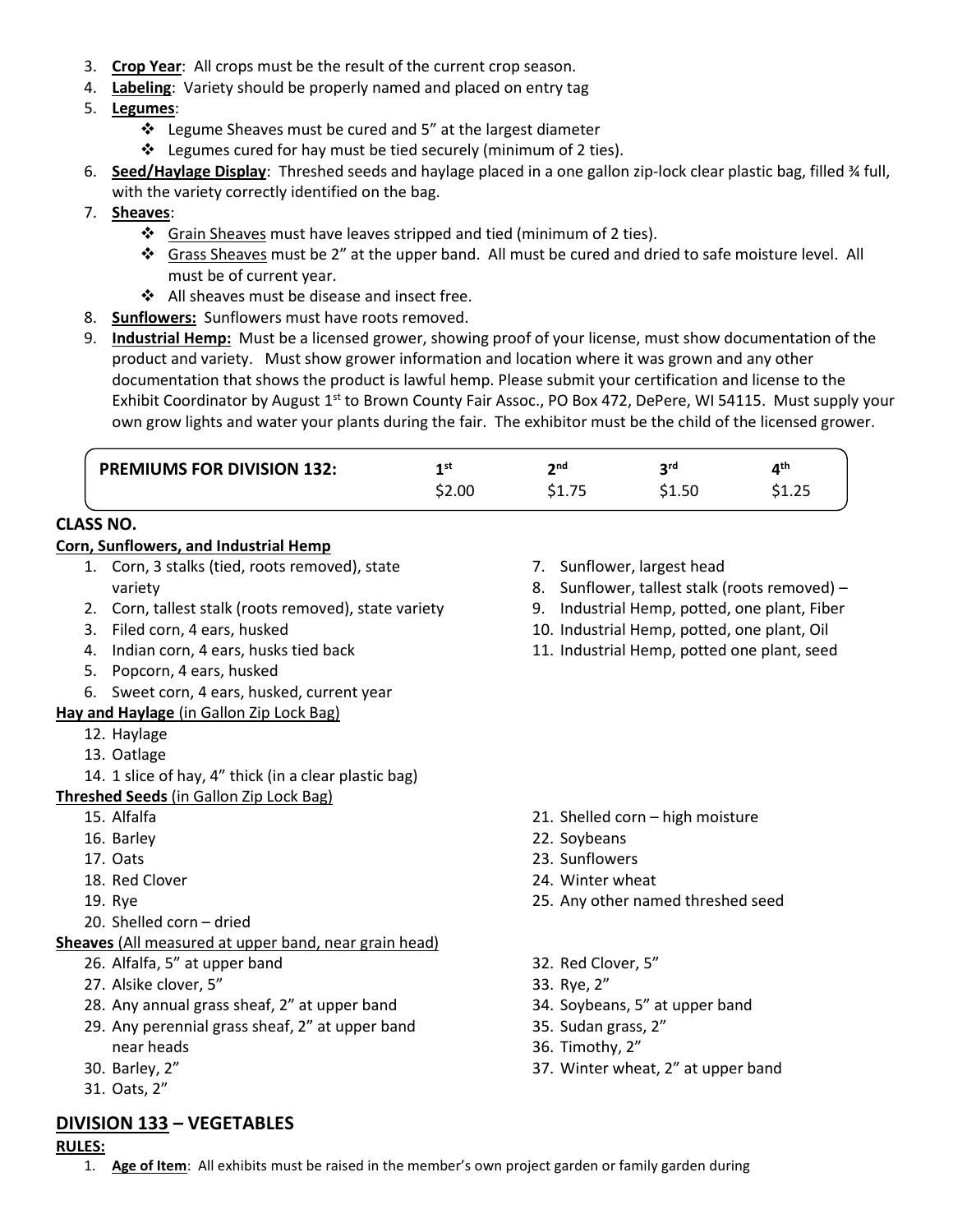3. **Crop Year**: All crops must be the result of the current crop season.
4. **Labeling**: Variety should be properly named and placed on entry tag
5. **Legumes**:
   - ❖ Legume Sheaves must be cured and 5" at the largest diameter
   - ❖ Legumes cured for hay must be tied securely (minimum of 2 ties).
6. **Seed/Haylage Display**: Threshed seeds and haylage placed in a one gallon zip-lock clear plastic bag, filled ¾ full, with the variety correctly identified on the bag.
7. **Sheaves**:
   - ❖ Grain Sheaves must have leaves stripped and tied (minimum of 2 ties).
   - ❖ Grass Sheaves must be 2" at the upper band. All must be cured and dried to safe moisture level. All must be of current year.
   - ❖ All sheaves must be disease and insect free.
8. **Sunflowers:** Sunflowers must have roots removed.
9. **Industrial Hemp:** Must be a licensed grower, showing proof of your license, must show documentation of the product and variety. Must show grower information and location where it was grown and any other documentation that shows the product is lawful hemp. Please submit your certification and license to the Exhibit Coordinator by August 1st to Brown County Fair Assoc., PO Box 472, DePere, WI 54115. Must supply your own grow lights and water your plants during the fair. The exhibitor must be the child of the licensed grower.

| PREMIUMS FOR DIVISION 132: | 1st | 2nd | 3rd | 4th |
|---|---|---|---|---|
| | $2.00 | $1.75 | $1.50 | $1.25 |

**CLASS NO.**

**Corn, Sunflowers, and Industrial Hemp**

1. Corn, 3 stalks (tied, roots removed), state variety
2. Corn, tallest stalk (roots removed), state variety
3. Filed corn, 4 ears, husked
4. Indian corn, 4 ears, husks tied back
5. Popcorn, 4 ears, husked
6. Sweet corn, 4 ears, husked, current year
7. Sunflower, largest head
8. Sunflower, tallest stalk (roots removed) –
9. Industrial Hemp, potted, one plant, Fiber
10. Industrial Hemp, potted, one plant, Oil
11. Industrial Hemp, potted one plant, seed

**Hay and Haylage** (in Gallon Zip Lock Bag)

12. Haylage
13. Oatlage
14. 1 slice of hay, 4" thick (in a clear plastic bag)

**Threshed Seeds** (in Gallon Zip Lock Bag)

15. Alfalfa
16. Barley
17. Oats
18. Red Clover
19. Rye
20. Shelled corn – dried
21. Shelled corn – high moisture
22. Soybeans
23. Sunflowers
24. Winter wheat
25. Any other named threshed seed

**Sheaves** (All measured at upper band, near grain head)

26. Alfalfa, 5" at upper band
27. Alsike clover, 5"
28. Any annual grass sheaf, 2" at upper band
29. Any perennial grass sheaf, 2" at upper band near heads
30. Barley, 2"
31. Oats, 2"
32. Red Clover, 5"
33. Rye, 2"
34. Soybeans, 5" at upper band
35. Sudan grass, 2"
36. Timothy, 2"
37. Winter wheat, 2" at upper band

## DIVISION 133 – VEGETABLES

**RULES:**

1. **Age of Item**: All exhibits must be raised in the member's own project garden or family garden during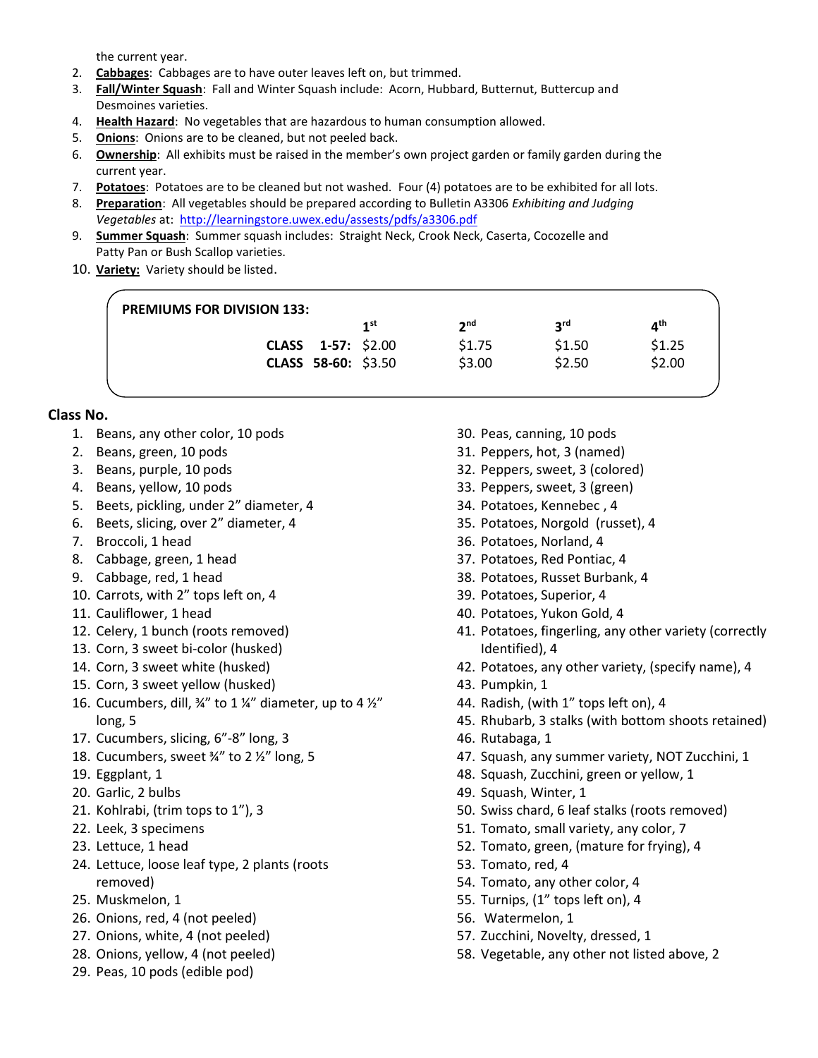the current year.

2. **Cabbages**: Cabbages are to have outer leaves left on, but trimmed.
3. **Fall/Winter Squash**: Fall and Winter Squash include: Acorn, Hubbard, Butternut, Buttercup and Desmoines varieties.
4. **Health Hazard**: No vegetables that are hazardous to human consumption allowed.
5. **Onions**: Onions are to be cleaned, but not peeled back.
6. **Ownership**: All exhibits must be raised in the member's own project garden or family garden during the current year.
7. **Potatoes**: Potatoes are to be cleaned but not washed. Four (4) potatoes are to be exhibited for all lots.
8. **Preparation**: All vegetables should be prepared according to Bulletin A3306 *Exhibiting and Judging Vegetables* at: http://learningstore.uwex.edu/assests/pdfs/a3306.pdf
9. **Summer Squash**: Summer squash includes: Straight Neck, Crook Neck, Caserta, Cocozelle and Patty Pan or Bush Scallop varieties.
10. **Variety:** Variety should be listed.

**PREMIUMS FOR DIVISION 133:**

| | 1st | 2nd | 3rd | 4th |
|---|---|---|---|---|
| **CLASS 1-57:** | $2.00 | $1.75 | $1.50 | $1.25 |
| **CLASS 58-60:** | $3.50 | $3.00 | $2.50 | $2.00 |

### Class No.

1. Beans, any other color, 10 pods
2. Beans, green, 10 pods
3. Beans, purple, 10 pods
4. Beans, yellow, 10 pods
5. Beets, pickling, under 2" diameter, 4
6. Beets, slicing, over 2" diameter, 4
7. Broccoli, 1 head
8. Cabbage, green, 1 head
9. Cabbage, red, 1 head
10. Carrots, with 2" tops left on, 4
11. Cauliflower, 1 head
12. Celery, 1 bunch (roots removed)
13. Corn, 3 sweet bi-color (husked)
14. Corn, 3 sweet white (husked)
15. Corn, 3 sweet yellow (husked)
16. Cucumbers, dill, ¾" to 1 ¼" diameter, up to 4 ½" long, 5
17. Cucumbers, slicing, 6"-8" long, 3
18. Cucumbers, sweet ¾" to 2 ½" long, 5
19. Eggplant, 1
20. Garlic, 2 bulbs
21. Kohlrabi, (trim tops to 1"), 3
22. Leek, 3 specimens
23. Lettuce, 1 head
24. Lettuce, loose leaf type, 2 plants (roots removed)
25. Muskmelon, 1
26. Onions, red, 4 (not peeled)
27. Onions, white, 4 (not peeled)
28. Onions, yellow, 4 (not peeled)
29. Peas, 10 pods (edible pod)
30. Peas, canning, 10 pods
31. Peppers, hot, 3 (named)
32. Peppers, sweet, 3 (colored)
33. Peppers, sweet, 3 (green)
34. Potatoes, Kennebec , 4
35. Potatoes, Norgold (russet), 4
36. Potatoes, Norland, 4
37. Potatoes, Red Pontiac, 4
38. Potatoes, Russet Burbank, 4
39. Potatoes, Superior, 4
40. Potatoes, Yukon Gold, 4
41. Potatoes, fingerling, any other variety (correctly Identified), 4
42. Potatoes, any other variety, (specify name), 4
43. Pumpkin, 1
44. Radish, (with 1" tops left on), 4
45. Rhubarb, 3 stalks (with bottom shoots retained)
46. Rutabaga, 1
47. Squash, any summer variety, NOT Zucchini, 1
48. Squash, Zucchini, green or yellow, 1
49. Squash, Winter, 1
50. Swiss chard, 6 leaf stalks (roots removed)
51. Tomato, small variety, any color, 7
52. Tomato, green, (mature for frying), 4
53. Tomato, red, 4
54. Tomato, any other color, 4
55. Turnips, (1" tops left on), 4
56. Watermelon, 1
57. Zucchini, Novelty, dressed, 1
58. Vegetable, any other not listed above, 2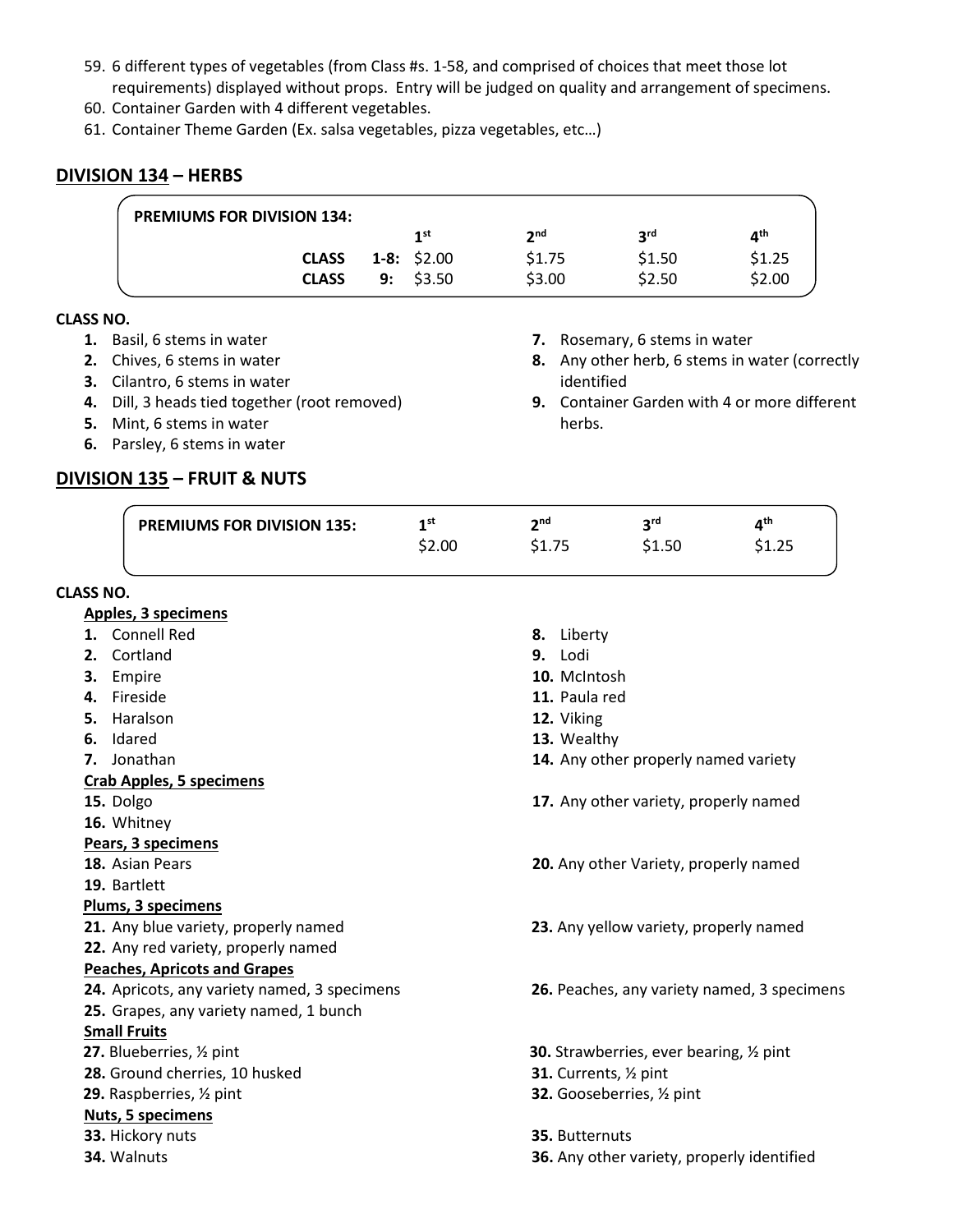59. 6 different types of vegetables (from Class #s. 1-58, and comprised of choices that meet those lot requirements) displayed without props. Entry will be judged on quality and arrangement of specimens.
60. Container Garden with 4 different vegetables.
61. Container Theme Garden (Ex. salsa vegetables, pizza vegetables, etc…)

## DIVISION 134 – HERBS

| PREMIUMS FOR DIVISION 134: | 1st | 2nd | 3rd | 4th |
|---|---|---|---|---|
| CLASS 1-8: | $2.00 | $1.75 | $1.50 | $1.25 |
| CLASS 9: | $3.50 | $3.00 | $2.50 | $2.00 |

**CLASS NO.**

1. Basil, 6 stems in water
2. Chives, 6 stems in water
3. Cilantro, 6 stems in water
4. Dill, 3 heads tied together (root removed)
5. Mint, 6 stems in water
6. Parsley, 6 stems in water
7. Rosemary, 6 stems in water
8. Any other herb, 6 stems in water (correctly identified
9. Container Garden with 4 or more different herbs.

## DIVISION 135 – FRUIT & NUTS

| PREMIUMS FOR DIVISION 135: | 1st | 2nd | 3rd | 4th |
|---|---|---|---|---|
| | $2.00 | $1.75 | $1.50 | $1.25 |

**CLASS NO.**

**Apples, 3 specimens**

1. Connell Red
2. Cortland
3. Empire
4. Fireside
5. Haralson
6. Idared
7. Jonathan
8. Liberty
9. Lodi
10. McIntosh
11. Paula red
12. Viking
13. Wealthy
14. Any other properly named variety

**Crab Apples, 5 specimens**

15. Dolgo
16. Whitney
17. Any other variety, properly named

**Pears, 3 specimens**

18. Asian Pears
19. Bartlett
20. Any other Variety, properly named

**Plums, 3 specimens**

21. Any blue variety, properly named
22. Any red variety, properly named
23. Any yellow variety, properly named

**Peaches, Apricots and Grapes**

24. Apricots, any variety named, 3 specimens
25. Grapes, any variety named, 1 bunch
26. Peaches, any variety named, 3 specimens

**Small Fruits**

27. Blueberries, ½ pint
28. Ground cherries, 10 husked
29. Raspberries, ½ pint
30. Strawberries, ever bearing, ½ pint
31. Currents, ½ pint
32. Gooseberries, ½ pint

**Nuts, 5 specimens**

33. Hickory nuts
34. Walnuts
35. Butternuts
36. Any other variety, properly identified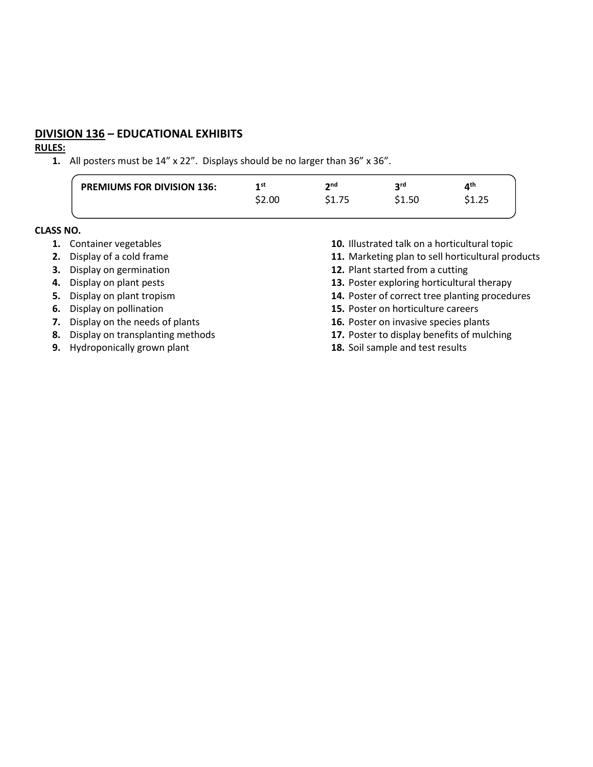## DIVISION 136 – EDUCATIONAL EXHIBITS

**RULES:**

1. All posters must be 14" x 22". Displays should be no larger than 36" x 36".

| PREMIUMS FOR DIVISION 136: | 1st | 2nd | 3rd | 4th |
|---|---|---|---|---|
| | $2.00 | $1.75 | $1.50 | $1.25 |

**CLASS NO.**

1. Container vegetables
2. Display of a cold frame
3. Display on germination
4. Display on plant pests
5. Display on plant tropism
6. Display on pollination
7. Display on the needs of plants
8. Display on transplanting methods
9. Hydroponically grown plant
10. Illustrated talk on a horticultural topic
11. Marketing plan to sell horticultural products
12. Plant started from a cutting
13. Poster exploring horticultural therapy
14. Poster of correct tree planting procedures
15. Poster on horticulture careers
16. Poster on invasive species plants
17. Poster to display benefits of mulching
18. Soil sample and test results